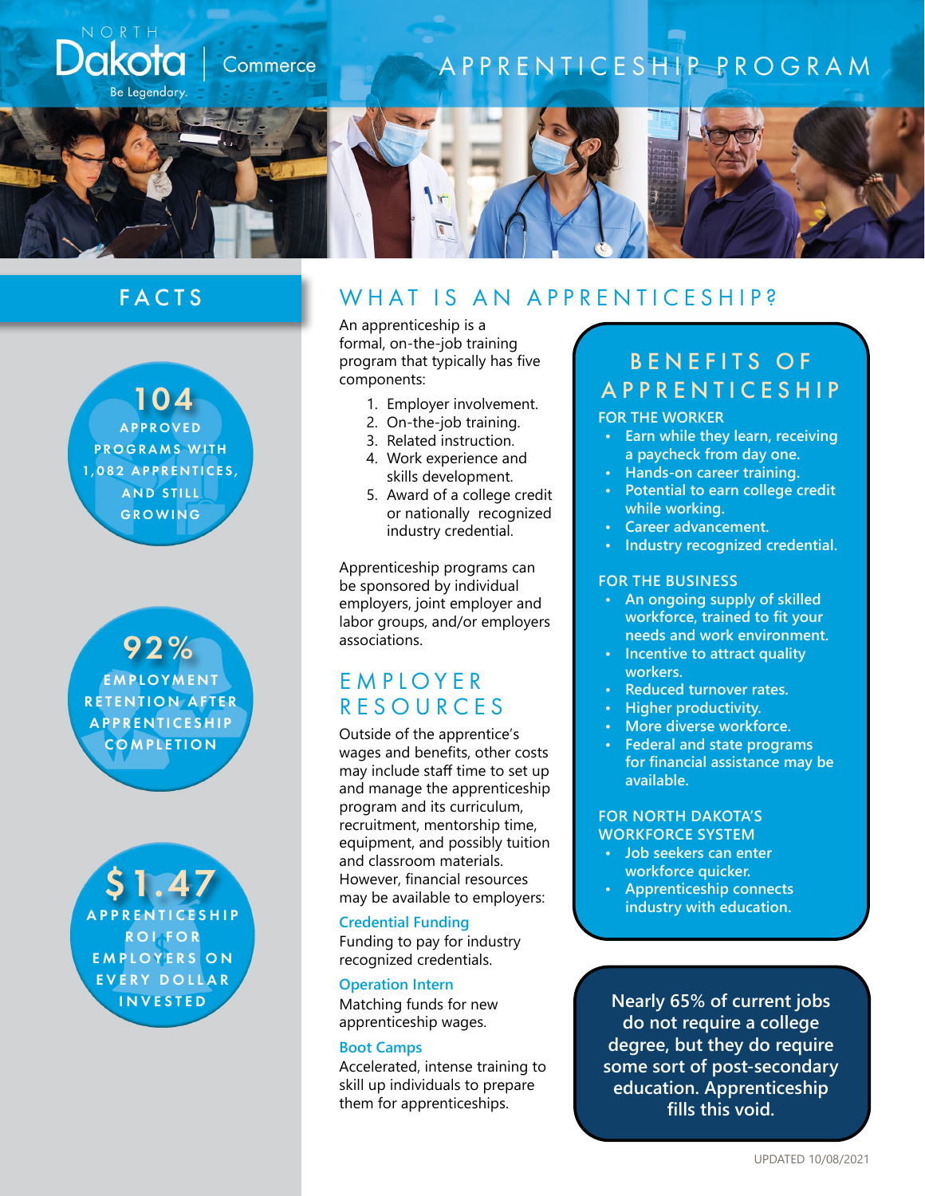North Dakota | Commerce

Be Legendary.

# APPRENTICESHIP PROGRAM

## FACTS

**104**
APPROVED PROGRAMS WITH 1,082 APPRENTICES, AND STILL GROWING

**92%**
EMPLOYMENT RETENTION AFTER APPRENTICESHIP COMPLETION

**$1.47**
APPRENTICESHIP ROI FOR EMPLOYERS ON EVERY DOLLAR INVESTED

## WHAT IS AN APPRENTICESHIP?

An apprenticeship is a formal, on-the-job training program that typically has five components:

1. Employer involvement.
2. On-the-job training.
3. Related instruction.
4. Work experience and skills development.
5. Award of a college credit or nationally recognized industry credential.

Apprenticeship programs can be sponsored by individual employers, joint employer and labor groups, and/or employers associations.

## EMPLOYER RESOURCES

Outside of the apprentice's wages and benefits, other costs may include staff time to set up and manage the apprenticeship program and its curriculum, recruitment, mentorship time, equipment, and possibly tuition and classroom materials. However, financial resources may be available to employers:

### Credential Funding

Funding to pay for industry recognized credentials.

### Operation Intern

Matching funds for new apprenticeship wages.

### Boot Camps

Accelerated, intense training to skill up individuals to prepare them for apprenticeships.

## BENEFITS OF APPRENTICESHIP

### FOR THE WORKER

- Earn while they learn, receiving a paycheck from day one.
- Hands-on career training.
- Potential to earn college credit while working.
- Career advancement.
- Industry recognized credential.

### FOR THE BUSINESS

- An ongoing supply of skilled workforce, trained to fit your needs and work environment.
- Incentive to attract quality workers.
- Reduced turnover rates.
- Higher productivity.
- More diverse workforce.
- Federal and state programs for financial assistance may be available.

### FOR NORTH DAKOTA'S WORKFORCE SYSTEM

- Job seekers can enter workforce quicker.
- Apprenticeship connects industry with education.

**Nearly 65% of current jobs do not require a college degree, but they do require some sort of post-secondary education. Apprenticeship fills this void.**

UPDATED 10/08/2021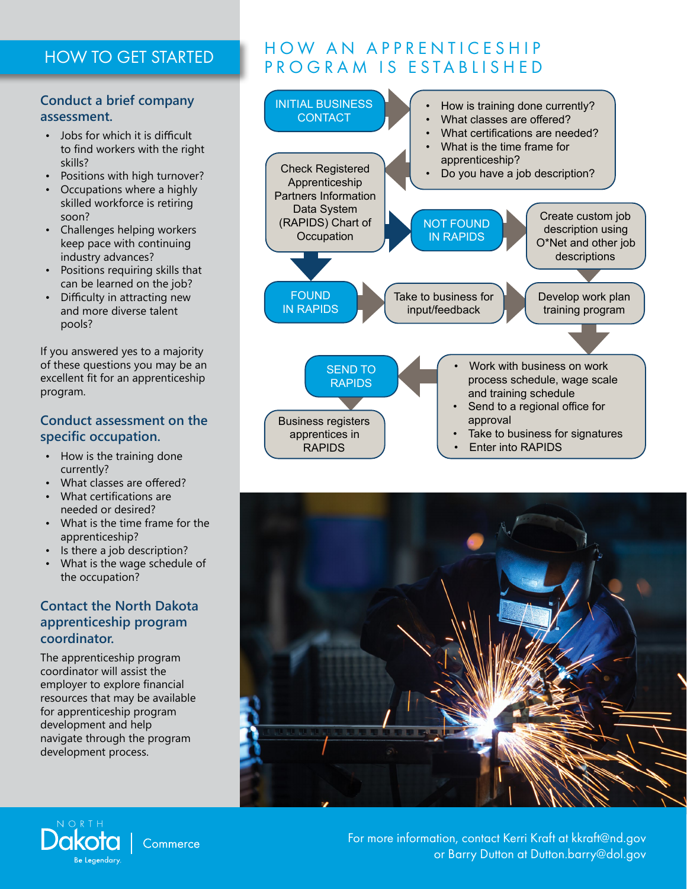## HOW TO GET STARTED

### Conduct a brief company assessment.

- Jobs for which it is difficult to find workers with the right skills?
- Positions with high turnover?
- Occupations where a highly skilled workforce is retiring soon?
- Challenges helping workers keep pace with continuing industry advances?
- Positions requiring skills that can be learned on the job?
- Difficulty in attracting new and more diverse talent pools?

If you answered yes to a majority of these questions you may be an excellent fit for an apprenticeship program.

### Conduct assessment on the specific occupation.

- How is the training done currently?
- What classes are offered?
- What certifications are needed or desired?
- What is the time frame for the apprenticeship?
- Is there a job description?
- What is the wage schedule of the occupation?

### Contact the North Dakota apprenticeship program coordinator.

The apprenticeship program coordinator will assist the employer to explore financial resources that may be available for apprenticeship program development and help navigate through the program development process.

## HOW AN APPRENTICESHIP PROGRAM IS ESTABLISHED

INITIAL BUSINESS CONTACT

- How is training done currently?
- What classes are offered?
- What certifications are needed?
- What is the time frame for apprenticeship?
- Do you have a job description?

Check Registered Apprenticeship Partners Information Data System (RAPIDS) Chart of Occupation

NOT FOUND IN RAPIDS

Create custom job description using O*Net and other job descriptions

FOUND IN RAPIDS

Take to business for input/feedback

Develop work plan training program

- Work with business on work process schedule, wage scale and training schedule
- Send to a regional office for approval
- Take to business for signatures
- Enter into RAPIDS

SEND TO RAPIDS

Business registers apprentices in RAPIDS

NORTH Dakota Be Legendary. | Commerce

For more information, contact Kerri Kraft at kkraft@nd.gov or Barry Dutton at Dutton.barry@dol.gov